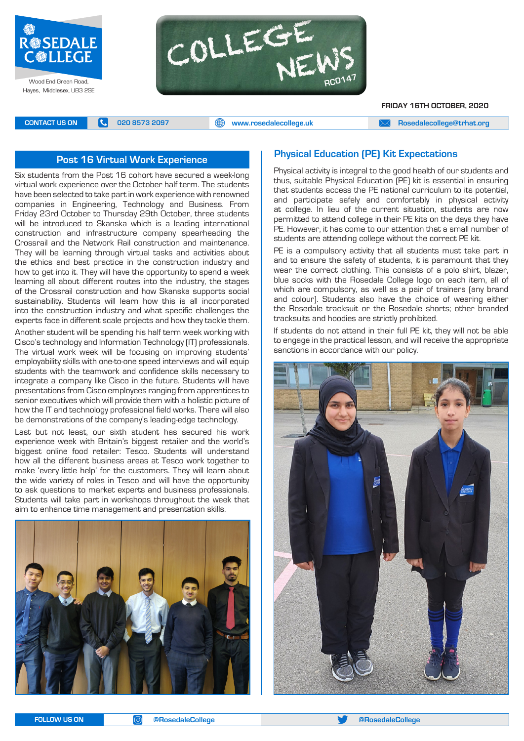# Rosedale College

Wood End Green Road, Hayes, Middlesex, UB3 2SE

# College News

RC0147

**FRIDAY 16TH OCTOBER, 2020**

CONTACT US ON | 020 8573 2097 | www.rosedalecollege.uk | Rosedalecollege@trhat.org

## Post 16 Virtual Work Experience

Six students from the Post 16 cohort have secured a week-long virtual work experience over the October half term. The students have been selected to take part in work experience with renowned companies in Engineering, Technology and Business. From Friday 23rd October to Thursday 29th October, three students will be introduced to Skanska which is a leading international construction and infrastructure company spearheading the Crossrail and the Network Rail construction and maintenance. They will be learning through virtual tasks and activities about the ethics and best practice in the construction industry and how to get into it. They will have the opportunity to spend a week learning all about different routes into the industry, the stages of the Crossrail construction and how Skanska supports social sustainability. Students will learn how this is all incorporated into the construction industry and what specific challenges the experts face in different scale projects and how they tackle them.

Another student will be spending his half term week working with Cisco's technology and Information Technology (IT) professionals. The virtual work week will be focusing on improving students' employability skills with one-to-one speed interviews and will equip students with the teamwork and confidence skills necessary to integrate a company like Cisco in the future. Students will have presentations from Cisco employees ranging from apprentices to senior executives which will provide them with a holistic picture of how the IT and technology professional field works. There will also be demonstrations of the company's leading-edge technology.

Last but not least, our sixth student has secured his work experience week with Britain's biggest retailer and the world's biggest online food retailer: Tesco. Students will understand how all the different business areas at Tesco work together to make 'every little help' for the customers. They will learn about the wide variety of roles in Tesco and will have the opportunity to ask questions to market experts and business professionals. Students will take part in workshops throughout the week that aim to enhance time management and presentation skills.

## Physical Education (PE) Kit Expectations

Physical activity is integral to the good health of our students and thus, suitable Physical Education (PE) kit is essential in ensuring that students access the PE national curriculum to its potential, and participate safely and comfortably in physical activity at college. In lieu of the current situation, students are now permitted to attend college in their PE kits on the days they have PE. However, it has come to our attention that a small number of students are attending college without the correct PE kit.

PE is a compulsory activity that all students must take part in and to ensure the safety of students, it is paramount that they wear the correct clothing. This consists of a polo shirt, blazer, blue socks with the Rosedale College logo on each item, all of which are compulsory, as well as a pair of trainers (any brand and colour). Students also have the choice of wearing either the Rosedale tracksuit or the Rosedale shorts; other branded tracksuits and hoodies are strictly prohibited.

If students do not attend in their full PE kit, they will not be able to engage in the practical lesson, and will receive the appropriate sanctions in accordance with our policy.

FOLLOW US ON | @RosedaleCollege | @RosedaleCollege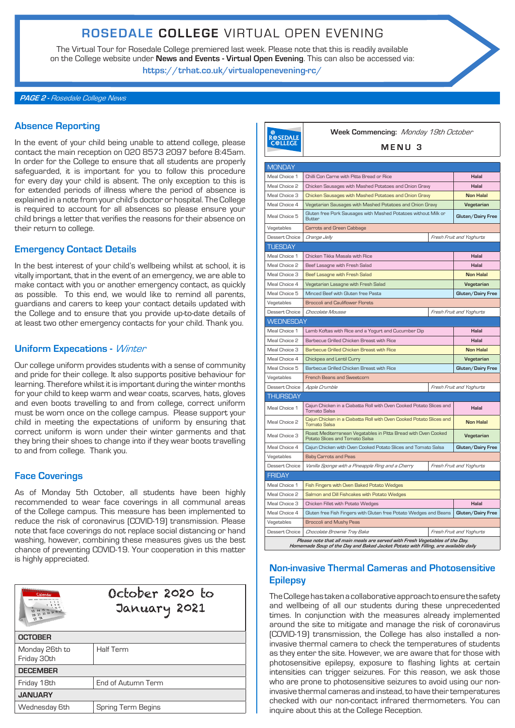# ROSEDALE COLLEGE VIRTUAL OPEN EVENING

The Virtual Tour for Rosedale College premiered last week. Please note that this is readily available on the College website under **News and Events - Virtual Open Evening**. This can also be accessed via:

**https://trhat.co.uk/virtualopenevening-rc/**

***PAGE 2 -** Rosedale College News*

## Absence Reporting

In the event of your child being unable to attend college, please contact the main reception on 020 8573 2097 before 8:45am. In order for the College to ensure that all students are properly safeguarded, it is important for you to follow this procedure for every day your child is absent. The only exception to this is for extended periods of illness where the period of absence is explained in a note from your child's doctor or hospital. The College is required to account for all absences so please ensure your child brings a letter that verifies the reasons for their absence on their return to college.

## Emergency Contact Details

In the best interest of your child's wellbeing whilst at school, it is vitally important, that in the event of an emergency, we are able to make contact with you or another emergency contact, as quickly as possible. To this end, we would like to remind all parents, guardians and carers to keep your contact details updated with the College and to ensure that you provide up-to-date details of at least two other emergency contacts for your child. Thank you.

## Uniform Expecations - *Winter*

Our college uniform provides students with a sense of community and pride for their college. It also supports positive behaviour for learning. Therefore whilst it is important during the winter months for your child to keep warm and wear coats, scarves, hats, gloves and even boots travelling to and from college, correct uniform must be worn once on the college campus. Please support your child in meeting the expectations of uniform by ensuring that correct uniform is worn under their winter garments and that they bring their shoes to change into if they wear boots travelling to and from college. Thank you.

## Face Coverings

As of Monday 5th October, all students have been highly recommended to wear face coverings in all communal areas of the College campus. This measure has been implemented to reduce the risk of coronavirus (COVID-19) transmission. Please note that face coverings do not replace social distancing or hand washing, however, combining these measures gives us the best chance of preventing COVID-19. Your cooperation in this matter is highly appreciated.

## October 2020 to January 2021

| | |
|---|---|
| **OCTOBER** | |
| Monday 26th to Friday 30th | Half Term |
| **DECEMBER** | |
| Friday 18th | End of Autumn Term |
| **JANUARY** | |
| Wednesday 6th | Spring Term Begins |

**ROSEDALE COLLEGE**

**Week Commencing:** *Monday 19th October*

**MENU 3**

| | | |
|---|---|---|
| **MONDAY** | | |
| Meal Choice 1 | Chilli Con Carne with Pitta Bread or Rice | Halal |
| Meal Choice 2 | Chicken Sausages with Mashed Potatoes and Onion Gravy | Halal |
| Meal Choice 3 | Chicken Sausages with Mashed Potatoes and Onion Gravy | Non Halal |
| Meal Choice 4 | Vegetarian Sausages with Mashed Potatoes and Onion Gravy | Vegetarian |
| Meal Choice 5 | Gluten free Pork Sausages with Mashed Potatoes without Milk or Butter | Gluten/Dairy Free |
| Vegetables | Carrots and Green Cabbage | |
| Dessert Choice | *Orange Jelly* | *Fresh Fruit and Yoghurts* |
| **TUESDAY** | | |
| Meal Choice 1 | Chicken Tikka Masala with Rice | Halal |
| Meal Choice 2 | Beef Lasagne with Fresh Salad | Halal |
| Meal Choice 3 | Beef Lasagne with Fresh Salad | Non Halal |
| Meal Choice 4 | Vegetarian Lasagne with Fresh Salad | Vegetarian |
| Meal Choice 5 | Minced Beef with Gluten free Pasta | Gluten/Dairy Free |
| Vegetables | Broccoli and Cauliflower Florets | |
| Dessert Choice | *Chocolate Mousse* | *Fresh Fruit and Yoghurts* |
| **WEDNESDAY** | | |
| Meal Choice 1 | Lamb Koftas with Rice and a Yogurt and Cucumber Dip | Halal |
| Meal Choice 2 | Barbecue Grilled Chicken Breast with Rice | Halal |
| Meal Choice 3 | Barbecue Grilled Chicken Breast with Rice | Non Halal |
| Meal Choice 4 | Chickpea and Lentil Curry | Vegetarian |
| Meal Choice 5 | Barbecue Grilled Chicken Breast with Rice | Gluten/Dairy Free |
| Vegetables | French Beans and Sweetcorn | |
| Dessert Choice | *Apple Crumble* | *Fresh Fruit and Yoghurts* |
| **THURSDAY** | | |
| Meal Choice 1 | Cajun Chicken in a Ciabatta Roll with Oven Cooked Potato Slices and Tomato Salsa | Halal |
| Meal Choice 2 | Cajun Chicken in a Ciabatta Roll with Oven Cooked Potato Slices and Tomato Salsa | Non Halal |
| Meal Choice 3 | Roast Mediterranean Vegetables in Pitta Bread with Oven Cooked Potato Slices and Tomato Salsa | Vegetarian |
| Meal Choice 4 | Cajun Chicken with Oven Cooked Potato Slices and Tomato Salsa | Gluten/Dairy Free |
| Vegetables | Baby Carrots and Peas | |
| Dessert Choice | *Vanilla Sponge with a Pineapple Ring and a Cherry* | *Fresh Fruit and Yoghurts* |
| **FRIDAY** | | |
| Meal Choice 1 | Fish Fingers with Oven Baked Potato Wedges | |
| Meal Choice 2 | Salmon and Dill Fishcakes with Potato Wedges | |
| Meal Choice 3 | Chicken Fillet with Potato Wedges | Halal |
| Meal Choice 4 | Gluten free Fish Fingers with Gluten free Potato Wedges and Beans | Gluten/Dairy Free |
| Vegetables | Broccoli and Mushy Peas | |
| Dessert Choice | *Chocolate Brownie Tray Bake* | *Fresh Fruit and Yoghurts* |

***Please note that all main meals are served with Fresh Vegetables of the Day. Homemade Soup of the Day and Baked Jacket Potato with Filling, are available daily***

## Non-invasive Thermal Cameras and Photosensitive Epilepsy

The College has taken a collaborative approach to ensure the safety and wellbeing of all our students during these unprecedented times. In conjunction with the measures already implemented around the site to mitigate and manage the risk of coronavirus (COVID-19) transmission, the College has also installed a non-invasive thermal camera to check the temperatures of students as they enter the site. However, we are aware that for those with photosensitive epilepsy, exposure to flashing lights at certain intensities can trigger seizures. For this reason, we ask those who are prone to photosensitive seizures to avoid using our non-invasive thermal cameras and instead, to have their temperatures checked with our non-contact infrared thermometers. You can inquire about this at the College Reception.